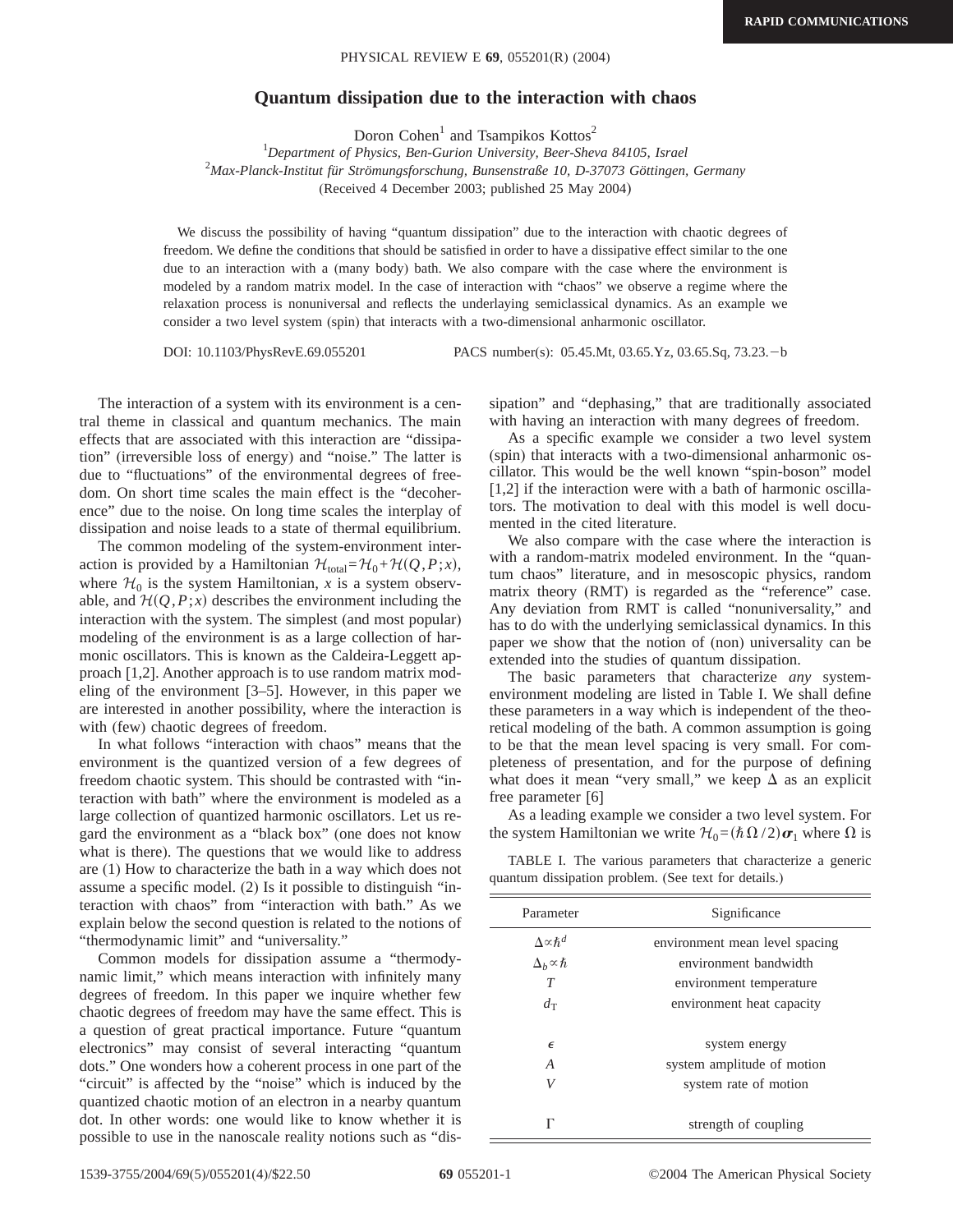# Quantum dissipation due to the interaction with chaos

Doron Cohen[1] and Tsampikos Kottos[2]

[1]*Department of Physics, Ben-Gurion University, Beer-Sheva 84105, Israel*
[2]*Max-Planck-Institut für Strömungsforschung, Bunsenstraße 10, D-37073 Göttingen, Germany*
(Received 4 December 2003; published 25 May 2004)

We discuss the possibility of having "quantum dissipation" due to the interaction with chaotic degrees of freedom. We define the conditions that should be satisfied in order to have a dissipative effect similar to the one due to an interaction with a (many body) bath. We also compare with the case where the environment is modeled by a random matrix model. In the case of interaction with "chaos" we observe a regime where the relaxation process is nonuniversal and reflects the underlaying semiclassical dynamics. As an example we consider a two level system (spin) that interacts with a two-dimensional anharmonic oscillator.

DOI: 10.1103/PhysRevE.69.055201 PACS number(s): 05.45.Mt, 03.65.Yz, 03.65.Sq, 73.23.−b

The interaction of a system with its environment is a central theme in classical and quantum mechanics. The main effects that are associated with this interaction are "dissipation" (irreversible loss of energy) and "noise." The latter is due to "fluctuations" of the environmental degrees of freedom. On short time scales the main effect is the "decoherence" due to the noise. On long time scales the interplay of dissipation and noise leads to a state of thermal equilibrium.

The common modeling of the system-environment interaction is provided by a Hamiltonian $\mathcal{H}_{\text{total}} = \mathcal{H}_0 + \mathcal{H}(Q,P;x)$, where $\mathcal{H}_0$ is the system Hamiltonian, $x$ is a system observable, and $\mathcal{H}(Q,P;x)$ describes the environment including the interaction with the system. The simplest (and most popular) modeling of the environment is as a large collection of harmonic oscillators. This is known as the Caldeira-Leggett approach [1,2]. Another approach is to use random matrix modeling of the environment [3–5]. However, in this paper we are interested in another possibility, where the interaction is with (few) chaotic degrees of freedom.

In what follows "interaction with chaos" means that the environment is the quantized version of a few degrees of freedom chaotic system. This should be contrasted with "interaction with bath" where the environment is modeled as a large collection of quantized harmonic oscillators. Let us regard the environment as a "black box" (one does not know what is there). The questions that we would like to address are (1) How to characterize the bath in a way which does not assume a specific model. (2) Is it possible to distinguish "interaction with chaos" from "interaction with bath." As we explain below the second question is related to the notions of "thermodynamic limit" and "universality."

Common models for dissipation assume a "thermodynamic limit," which means interaction with infinitely many degrees of freedom. In this paper we inquire whether few chaotic degrees of freedom may have the same effect. This is a question of great practical importance. Future "quantum electronics" may consist of several interacting "quantum dots." One wonders how a coherent process in one part of the "circuit" is affected by the "noise" which is induced by the quantized chaotic motion of an electron in a nearby quantum dot. In other words: one would like to know whether it is possible to use in the nanoscale reality notions such as "dissipation" and "dephasing," that are traditionally associated with having an interaction with many degrees of freedom.

As a specific example we consider a two level system (spin) that interacts with a two-dimensional anharmonic oscillator. This would be the well known "spin-boson" model [1,2] if the interaction were with a bath of harmonic oscillators. The motivation to deal with this model is well documented in the cited literature.

We also compare with the case where the interaction is with a random-matrix modeled environment. In the "quantum chaos" literature, and in mesoscopic physics, random matrix theory (RMT) is regarded as the "reference" case. Any deviation from RMT is called "nonuniversality," and has to do with the underlying semiclassical dynamics. In this paper we show that the notion of (non) universality can be extended into the studies of quantum dissipation.

The basic parameters that characterize *any* system-environment modeling are listed in Table I. We shall define these parameters in a way which is independent of the theoretical modeling of the bath. A common assumption is going to be that the mean level spacing is very small. For completeness of presentation, and for the purpose of defining what does it mean "very small," we keep $\Delta$ as an explicit free parameter [6]

As a leading example we consider a two level system. For the system Hamiltonian we write $\mathcal{H}_0 = (\hbar\Omega/2)\boldsymbol{\sigma}_1$ where $\Omega$ is

TABLE I. The various parameters that characterize a generic quantum dissipation problem. (See text for details.)

| Parameter | Significance |
|---|---|
| $\Delta \propto \hbar^d$ | environment mean level spacing |
| $\Delta_b \propto \hbar$ | environment bandwidth |
| $T$ | environment temperature |
| $d_{\mathrm{T}}$ | environment heat capacity |
| $\epsilon$ | system energy |
| $A$ | system amplitude of motion |
| $V$ | system rate of motion |
| $\Gamma$ | strength of coupling |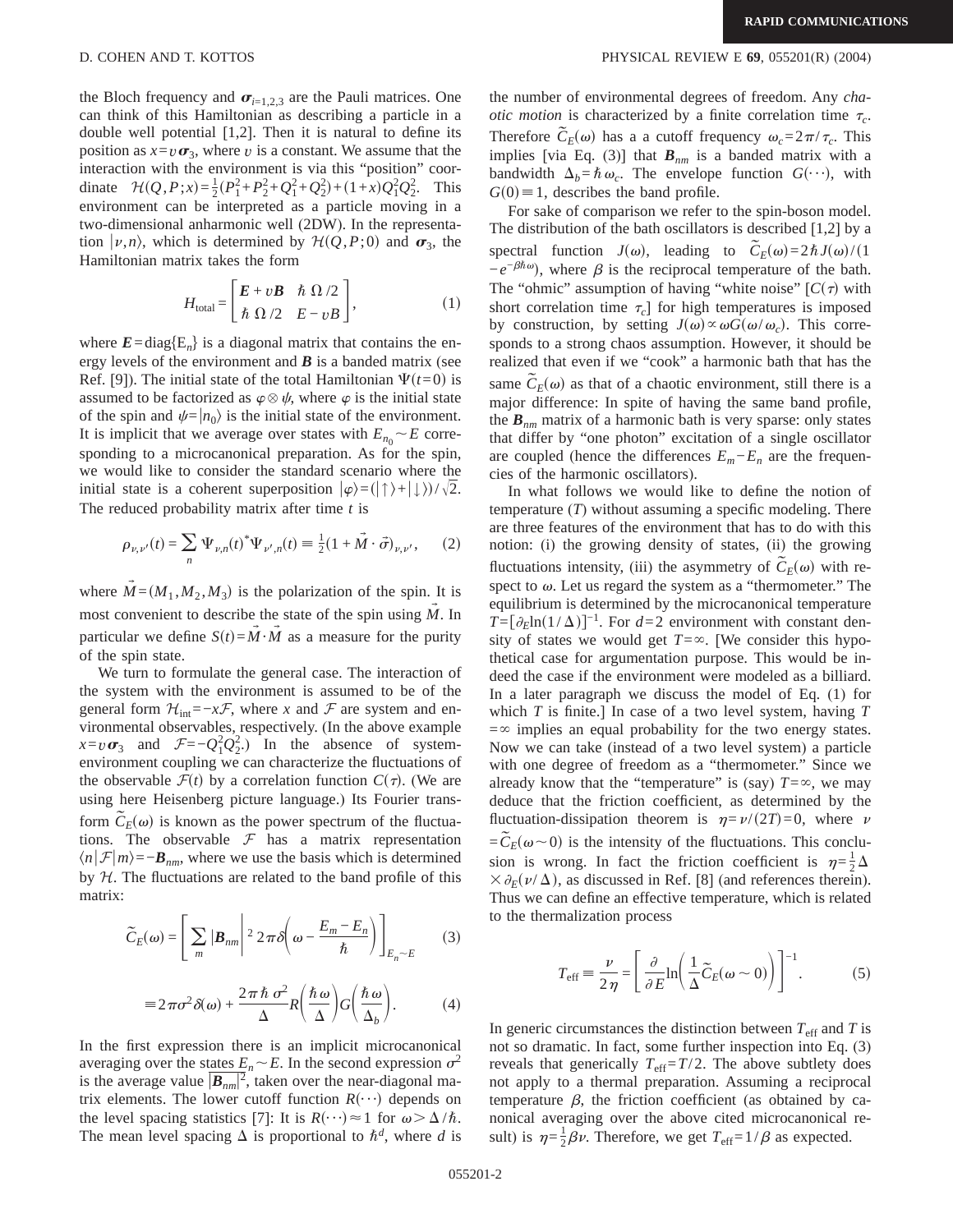the Bloch frequency and $\boldsymbol{\sigma}_{i=1,2,3}$ are the Pauli matrices. One can think of this Hamiltonian as describing a particle in a double well potential [1,2]. Then it is natural to define its position as $x=v\boldsymbol{\sigma}_3$, where $v$ is a constant. We assume that the interaction with the environment is via this "position" coordinate $\mathcal{H}(Q,P;x)=\frac{1}{2}(P_1^2+P_2^2+Q_1^2+Q_2^2)+(1+x)Q_1^2Q_2^2$. This environment can be interpreted as a particle moving in a two-dimensional anharmonic well (2DW). In the representation $|\nu,n\rangle$, which is determined by $\mathcal{H}(Q,P;0)$ and $\boldsymbol{\sigma}_3$, the Hamiltonian matrix takes the form

$$H_{\text{total}} = \begin{bmatrix} \boldsymbol{E}+v\boldsymbol{B} & \hbar\,\Omega/2 \\ \hbar\,\Omega/2 & E-vB \end{bmatrix}, \tag{1}$$

where $\boldsymbol{E}=\text{diag}\{\text{E}_n\}$ is a diagonal matrix that contains the energy levels of the environment and $\boldsymbol{B}$ is a banded matrix (see Ref. [9]). The initial state of the total Hamiltonian $\Psi(t=0)$ is assumed to be factorized as $\varphi\otimes\psi$, where $\varphi$ is the initial state of the spin and $\psi=|n_0\rangle$ is the initial state of the environment. It is implicit that we average over states with $E_{n_0}\sim E$ corresponding to a microcanonical preparation. As for the spin, we would like to consider the standard scenario where the initial state is a coherent superposition $|\varphi\rangle=(|\uparrow\rangle+|\downarrow\rangle)/\sqrt{2}$. The reduced probability matrix after time $t$ is

$$\rho_{\nu,\nu'}(t) = \sum_n \Psi_{\nu,n}(t)^*\Psi_{\nu',n}(t) \equiv \tfrac{1}{2}(1+\vec{M}\cdot\vec{\sigma})_{\nu,\nu'}, \tag{2}$$

where $\vec{M}=(M_1,M_2,M_3)$ is the polarization of the spin. It is most convenient to describe the state of the spin using $\vec{M}$. In particular we define $S(t)=\vec{M}\cdot\vec{M}$ as a measure for the purity of the spin state.

We turn to formulate the general case. The interaction of the system with the environment is assumed to be of the general form $\mathcal{H}_{\text{int}}=-x\mathcal{F}$, where $x$ and $\mathcal{F}$ are system and environmental observables, respectively. (In the above example $x=v\boldsymbol{\sigma}_3$ and $\mathcal{F}=-Q_1^2Q_2^2$.) In the absence of system-environment coupling we can characterize the fluctuations of the observable $\mathcal{F}(t)$ by a correlation function $C(\tau)$. (We are using here Heisenberg picture language.) Its Fourier transform $\tilde{C}_E(\omega)$ is known as the power spectrum of the fluctuations. The observable $\mathcal{F}$ has a matrix representation $\langle n|\mathcal{F}|m\rangle=-\boldsymbol{B}_{nm}$, where we use the basis which is determined by $\mathcal{H}$. The fluctuations are related to the band profile of this matrix:

$$\tilde{C}_E(\omega) = \left[\sum_m |\boldsymbol{B}_{nm}|^2\, 2\pi\delta\!\left(\omega - \frac{E_m-E_n}{\hbar}\right)\right]_{E_n\sim E} \tag{3}$$

$$\equiv 2\pi\sigma^2\delta(\omega) + \frac{2\pi\hbar\,\sigma^2}{\Delta}R\!\left(\frac{\hbar\omega}{\Delta}\right)G\!\left(\frac{\hbar\omega}{\Delta_b}\right). \tag{4}$$

In the first expression there is an implicit microcanonical averaging over the states $E_n\sim E$. In the second expression $\sigma^2$ is the average value $\overline{|\boldsymbol{B}_{nm}|^2}$, taken over the near-diagonal matrix elements. The lower cutoff function $R(\cdots)$ depends on the level spacing statistics [7]: It is $R(\cdots)\approx 1$ for $\omega>\Delta/\hbar$. The mean level spacing $\Delta$ is proportional to $\hbar^d$, where $d$ is the number of environmental degrees of freedom. Any *chaotic motion* is characterized by a finite correlation time $\tau_c$. Therefore $\tilde{C}_E(\omega)$ has a a cutoff frequency $\omega_c=2\pi/\tau_c$. This implies [via Eq. (3)] that $\boldsymbol{B}_{nm}$ is a banded matrix with a bandwidth $\Delta_b=\hbar\omega_c$. The envelope function $G(\cdots)$, with $G(0)\equiv 1$, describes the band profile.

For sake of comparison we refer to the spin-boson model. The distribution of the bath oscillators is described [1,2] by a spectral function $J(\omega)$, leading to $\tilde{C}_E(\omega)=2\hbar J(\omega)/(1-e^{-\beta\hbar\omega})$, where $\beta$ is the reciprocal temperature of the bath. The "ohmic" assumption of having "white noise" [$C(\tau)$ with short correlation time $\tau_c$] for high temperatures is imposed by construction, by setting $J(\omega)\propto\omega G(\omega/\omega_c)$. This corresponds to a strong chaos assumption. However, it should be realized that even if we "cook" a harmonic bath that has the same $\tilde{C}_E(\omega)$ as that of a chaotic environment, still there is a major difference: In spite of having the same band profile, the $\boldsymbol{B}_{nm}$ matrix of a harmonic bath is very sparse: only states that differ by "one photon" excitation of a single oscillator are coupled (hence the differences $E_m-E_n$ are the frequencies of the harmonic oscillators).

In what follows we would like to define the notion of temperature ($T$) without assuming a specific modeling. There are three features of the environment that has to do with this notion: (i) the growing density of states, (ii) the growing fluctuations intensity, (iii) the asymmetry of $\tilde{C}_E(\omega)$ with respect to $\omega$. Let us regard the system as a "thermometer." The equilibrium is determined by the microcanonical temperature $T=[\partial_E\ln(1/\Delta)]^{-1}$. For $d=2$ environment with constant density of states we would get $T=\infty$. [We consider this hypothetical case for argumentation purpose. This would be indeed the case if the environment were modeled as a billiard. In a later paragraph we discuss the model of Eq. (1) for which $T$ is finite.] In case of a two level system, having $T=\infty$ implies an equal probability for the two energy states. Now we can take (instead of a two level system) a particle with one degree of freedom as a "thermometer." Since we already know that the "temperature" is (say) $T=\infty$, we may deduce that the friction coefficient, as determined by the fluctuation-dissipation theorem is $\eta=\nu/(2T)=0$, where $\nu=\tilde{C}_E(\omega\sim 0)$ is the intensity of the fluctuations. This conclusion is wrong. In fact the friction coefficient is $\eta=\frac{1}{2}\Delta\times\partial_E(\nu/\Delta)$, as discussed in Ref. [8] (and references therein). Thus we can define an effective temperature, which is related to the thermalization process

$$T_{\text{eff}} \equiv \frac{\nu}{2\eta} = \left[\frac{\partial}{\partial E}\ln\!\left(\frac{1}{\Delta}\tilde{C}_E(\omega\sim 0)\right)\right]^{-1}. \tag{5}$$

In generic circumstances the distinction between $T_{\text{eff}}$ and $T$ is not so dramatic. In fact, some further inspection into Eq. (3) reveals that generically $T_{\text{eff}}=T/2$. The above subtlety does not apply to a thermal preparation. Assuming a reciprocal temperature $\beta$, the friction coefficient (as obtained by canonical averaging over the above cited microcanonical result) is $\eta=\frac{1}{2}\beta\nu$. Therefore, we get $T_{\text{eff}}=1/\beta$ as expected.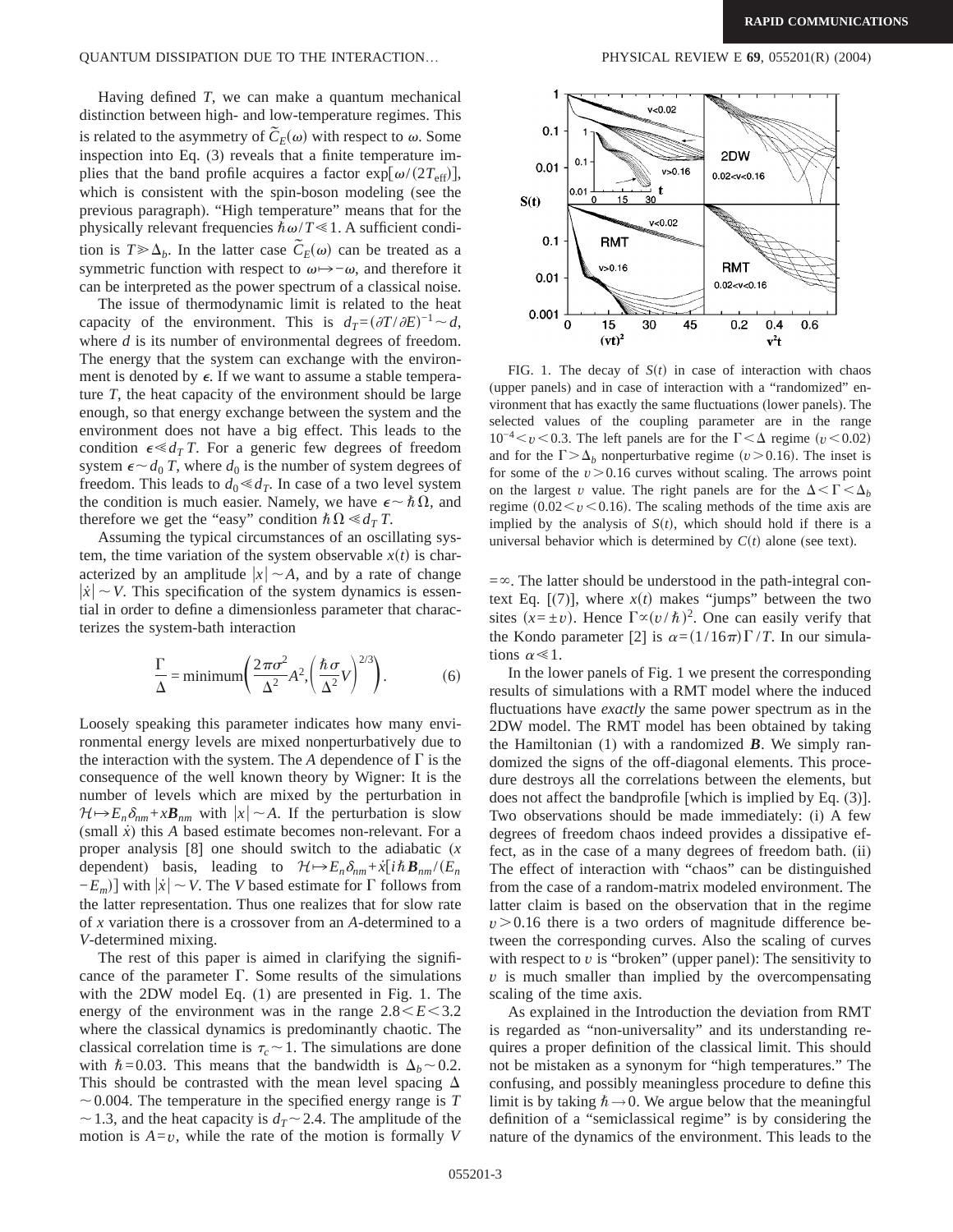Having defined $T$, we can make a quantum mechanical distinction between high- and low-temperature regimes. This is related to the asymmetry of $\tilde{C}_E(\omega)$ with respect to $\omega$. Some inspection into Eq. (3) reveals that a finite temperature implies that the band profile acquires a factor $\exp[\omega/(2T_{\text{eff}})]$, which is consistent with the spin-boson modeling (see the previous paragraph). "High temperature" means that for the physically relevant frequencies $\hbar\omega/T \ll 1$. A sufficient condition is $T \gg \Delta_b$. In the latter case $\tilde{C}_E(\omega)$ can be treated as a symmetric function with respect to $\omega \mapsto -\omega$, and therefore it can be interpreted as the power spectrum of a classical noise.

The issue of thermodynamic limit is related to the heat capacity of the environment. This is $d_T = (\partial T/\partial E)^{-1} \sim d$, where $d$ is its number of environmental degrees of freedom. The energy that the system can exchange with the environment is denoted by $\epsilon$. If we want to assume a stable temperature $T$, the heat capacity of the environment should be large enough, so that energy exchange between the system and the environment does not have a big effect. This leads to the condition $\epsilon \ll d_T T$. For a generic few degrees of freedom system $\epsilon \sim d_0 T$, where $d_0$ is the number of system degrees of freedom. This leads to $d_0 \ll d_T$. In case of a two level system the condition is much easier. Namely, we have $\epsilon \sim \hbar\Omega$, and therefore we get the "easy" condition $\hbar\Omega \ll d_T T$.

Assuming the typical circumstances of an oscillating system, the time variation of the system observable $x(t)$ is characterized by an amplitude $|x| \sim A$, and by a rate of change $|\dot{x}| \sim V$. This specification of the system dynamics is essential in order to define a dimensionless parameter that characterizes the system-bath interaction

$$\frac{\Gamma}{\Delta} = \text{minimum}\left(\frac{2\pi\sigma^2}{\Delta^2}A^2, \left(\frac{\hbar\sigma}{\Delta^2}V\right)^{2/3}\right). \tag{6}$$

Loosely speaking this parameter indicates how many environmental energy levels are mixed nonperturbatively due to the interaction with the system. The $A$ dependence of $\Gamma$ is the consequence of the well known theory by Wigner: It is the number of levels which are mixed by the perturbation in $\mathcal{H} \mapsto E_n\delta_{nm} + x\boldsymbol{B}_{nm}$ with $|x| \sim A$. If the perturbation is slow (small $\dot{x}$) this $A$ based estimate becomes non-relevant. For a proper analysis [8] one should switch to the adiabatic ($x$ dependent) basis, leading to $\mathcal{H} \mapsto E_n\delta_{nm} + \dot{x}[i\hbar\boldsymbol{B}_{nm}/(E_n - E_m)]$ with $|\dot{x}| \sim V$. The $V$ based estimate for $\Gamma$ follows from the latter representation. Thus one realizes that for slow rate of $x$ variation there is a crossover from an $A$-determined to a $V$-determined mixing.

The rest of this paper is aimed in clarifying the significance of the parameter $\Gamma$. Some results of the simulations with the 2DW model Eq. (1) are presented in Fig. 1. The energy of the environment was in the range $2.8 < E < 3.2$ where the classical dynamics is predominantly chaotic. The classical correlation time is $\tau_c \sim 1$. The simulations are done with $\hbar = 0.03$. This means that the bandwidth is $\Delta_b \sim 0.2$. This should be contrasted with the mean level spacing $\Delta \sim 0.004$. The temperature in the specified energy range is $T \sim 1.3$, and the heat capacity is $d_T \sim 2.4$. The amplitude of the motion is $A = v$, while the rate of the motion is formally $V = \infty$. The latter should be understood in the path-integral context Eq. [(7)], where $x(t)$ makes "jumps" between the two sites ($x = \pm v$). Hence $\Gamma \propto (v/\hbar)^2$. One can easily verify that the Kondo parameter [2] is $\alpha = (1/16\pi)\Gamma/T$. In our simulations $\alpha \ll 1$.

FIG. 1. The decay of $S(t)$ in case of interaction with chaos (upper panels) and in case of interaction with a "randomized" environment that has exactly the same fluctuations (lower panels). The selected values of the coupling parameter are in the range $10^{-4} < v < 0.3$. The left panels are for the $\Gamma < \Delta$ regime ($v < 0.02$) and for the $\Gamma > \Delta_b$ nonperturbative regime ($v > 0.16$). The inset is for some of the $v > 0.16$ curves without scaling. The arrows point on the largest $v$ value. The right panels are for the $\Delta < \Gamma < \Delta_b$ regime ($0.02 < v < 0.16$). The scaling methods of the time axis are implied by the analysis of $S(t)$, which should hold if there is a universal behavior which is determined by $C(t)$ alone (see text).

In the lower panels of Fig. 1 we present the corresponding results of simulations with a RMT model where the induced fluctuations have *exactly* the same power spectrum as in the 2DW model. The RMT model has been obtained by taking the Hamiltonian (1) with a randomized $\boldsymbol{B}$. We simply randomized the signs of the off-diagonal elements. This procedure destroys all the correlations between the elements, but does not affect the bandprofile [which is implied by Eq. (3)]. Two observations should be made immediately: (i) A few degrees of freedom chaos indeed provides a dissipative effect, as in the case of a many degrees of freedom bath. (ii) The effect of interaction with "chaos" can be distinguished from the case of a random-matrix modeled environment. The latter claim is based on the observation that in the regime $v > 0.16$ there is a two orders of magnitude difference between the corresponding curves. Also the scaling of curves with respect to $v$ is "broken" (upper panel): The sensitivity to $v$ is much smaller than implied by the overcompensating scaling of the time axis.

As explained in the Introduction the deviation from RMT is regarded as "non-universality" and its understanding requires a proper definition of the classical limit. This should not be mistaken as a synonym for "high temperatures." The confusing, and possibly meaningless procedure to define this limit is by taking $\hbar \to 0$. We argue below that the meaningful definition of a "semiclassical regime" is by considering the nature of the dynamics of the environment. This leads to the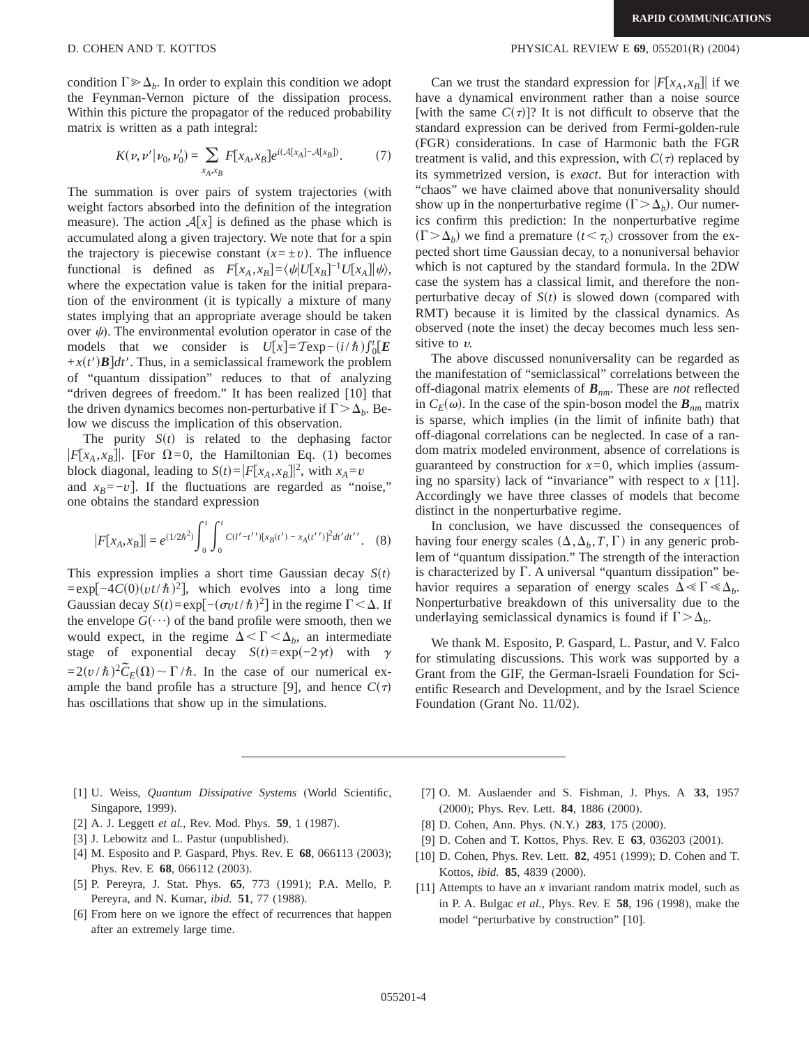condition $\Gamma \gg \Delta_b$. In order to explain this condition we adopt the Feynman-Vernon picture of the dissipation process. Within this picture the propagator of the reduced probability matrix is written as a path integral:

$$K(\nu,\nu'|\nu_0,\nu_0') = \sum_{x_A,x_B} F[x_A,x_B] e^{i(\mathcal{A}[x_A]-\mathcal{A}[x_B])}. \qquad (7)$$

The summation is over pairs of system trajectories (with weight factors absorbed into the definition of the integration measure). The action $\mathcal{A}[x]$ is defined as the phase which is accumulated along a given trajectory. We note that for a spin the trajectory is piecewise constant $(x=\pm v)$. The influence functional is defined as $F[x_A,x_B]=\langle\psi|U[x_B]^{-1}U[x_A]|\psi\rangle$, where the expectation value is taken for the initial preparation of the environment (it is typically a mixture of many states implying that an appropriate average should be taken over $\psi$). The environmental evolution operator in case of the models that we consider is $U[x]=\mathcal{T}\exp-(i/\hbar)\int_0^t[\boldsymbol{E}+x(t')\boldsymbol{B}]dt'$. Thus, in a semiclassical framework the problem of "quantum dissipation" reduces to that of analyzing "driven degrees of freedom." It has been realized [10] that the driven dynamics becomes non-perturbative if $\Gamma > \Delta_b$. Below we discuss the implication of this observation.

The purity $S(t)$ is related to the dephasing factor $|F[x_A,x_B]|$. [For $\Omega=0$, the Hamiltonian Eq. (1) becomes block diagonal, leading to $S(t)=|F[x_A,x_B]|^2$, with $x_A=v$ and $x_B=-v$]. If the fluctuations are regarded as "noise," one obtains the standard expression

$$|F[x_A,x_B]| = e^{(1/2\hbar^2)\int_0^t\int_0^t C(t'-t'')[x_B(t')-x_A(t'')]^2 dt' dt''}. \qquad (8)$$

This expression implies a short time Gaussian decay $S(t)=\exp[-4C(0)(vt/\hbar)^2]$, which evolves into a long time Gaussian decay $S(t)=\exp[-(\sigma vt/\hbar)^2]$ in the regime $\Gamma<\Delta$. If the envelope $G(\cdots)$ of the band profile were smooth, then we would expect, in the regime $\Delta<\Gamma<\Delta_b$, an intermediate stage of exponential decay $S(t)=\exp(-2\gamma t)$ with $\gamma=2(v/\hbar)^2\tilde{C}_E(\Omega)\sim\Gamma/\hbar$. In the case of our numerical example the band profile has a structure [9], and hence $C(\tau)$ has oscillations that show up in the simulations.

Can we trust the standard expression for $|F[x_A,x_B]|$ if we have a dynamical environment rather than a noise source [with the same $C(\tau)$]? It is not difficult to observe that the standard expression can be derived from Fermi-golden-rule (FGR) considerations. In case of Harmonic bath the FGR treatment is valid, and this expression, with $C(\tau)$ replaced by its symmetrized version, is *exact*. But for interaction with "chaos" we have claimed above that nonuniversality should show up in the nonperturbative regime $(\Gamma>\Delta_b)$. Our numerics confirm this prediction: In the nonperturbative regime $(\Gamma>\Delta_b)$ we find a premature $(t<\tau_c)$ crossover from the expected short time Gaussian decay, to a nonuniversal behavior which is not captured by the standard formula. In the 2DW case the system has a classical limit, and therefore the nonperturbative decay of $S(t)$ is slowed down (compared with RMT) because it is limited by the classical dynamics. As observed (note the inset) the decay becomes much less sensitive to $v$.

The above discussed nonuniversality can be regarded as the manifestation of "semiclassical" correlations between the off-diagonal matrix elements of $\boldsymbol{B}_{nm}$. These are *not* reflected in $C_E(\omega)$. In the case of the spin-boson model the $\boldsymbol{B}_{nm}$ matrix is sparse, which implies (in the limit of infinite bath) that off-diagonal correlations can be neglected. In case of a random matrix modeled environment, absence of correlations is guaranteed by construction for $x=0$, which implies (assuming no sparsity) lack of "invariance" with respect to $x$ [11]. Accordingly we have three classes of models that become distinct in the nonperturbative regime.

In conclusion, we have discussed the consequences of having four energy scales $(\Delta,\Delta_b,T,\Gamma)$ in any generic problem of "quantum dissipation." The strength of the interaction is characterized by $\Gamma$. A universal "quantum dissipation" behavior requires a separation of energy scales $\Delta\ll\Gamma\ll\Delta_b$. Nonperturbative breakdown of this universality due to the underlaying semiclassical dynamics is found if $\Gamma>\Delta_b$.

We thank M. Esposito, P. Gaspard, L. Pastur, and V. Falco for stimulating discussions. This work was supported by a Grant from the GIF, the German-Israeli Foundation for Scientific Research and Development, and by the Israel Science Foundation (Grant No. 11/02).

---

[1] U. Weiss, *Quantum Dissipative Systems* (World Scientific, Singapore, 1999).

[2] A. J. Leggett *et al.*, Rev. Mod. Phys. **59**, 1 (1987).

[3] J. Lebowitz and L. Pastur (unpublished).

[4] M. Esposito and P. Gaspard, Phys. Rev. E **68**, 066113 (2003); Phys. Rev. E **68**, 066112 (2003).

[5] P. Pereyra, J. Stat. Phys. **65**, 773 (1991); P.A. Mello, P. Pereyra, and N. Kumar, *ibid.* **51**, 77 (1988).

[6] From here on we ignore the effect of recurrences that happen after an extremely large time.

[7] O. M. Auslaender and S. Fishman, J. Phys. A **33**, 1957 (2000); Phys. Rev. Lett. **84**, 1886 (2000).

[8] D. Cohen, Ann. Phys. (N.Y.) **283**, 175 (2000).

[9] D. Cohen and T. Kottos, Phys. Rev. E **63**, 036203 (2001).

[10] D. Cohen, Phys. Rev. Lett. **82**, 4951 (1999); D. Cohen and T. Kottos, *ibid.* **85**, 4839 (2000).

[11] Attempts to have an $x$ invariant random matrix model, such as in P. A. Bulgac *et al.*, Phys. Rev. E **58**, 196 (1998), make the model "perturbative by construction" [10].